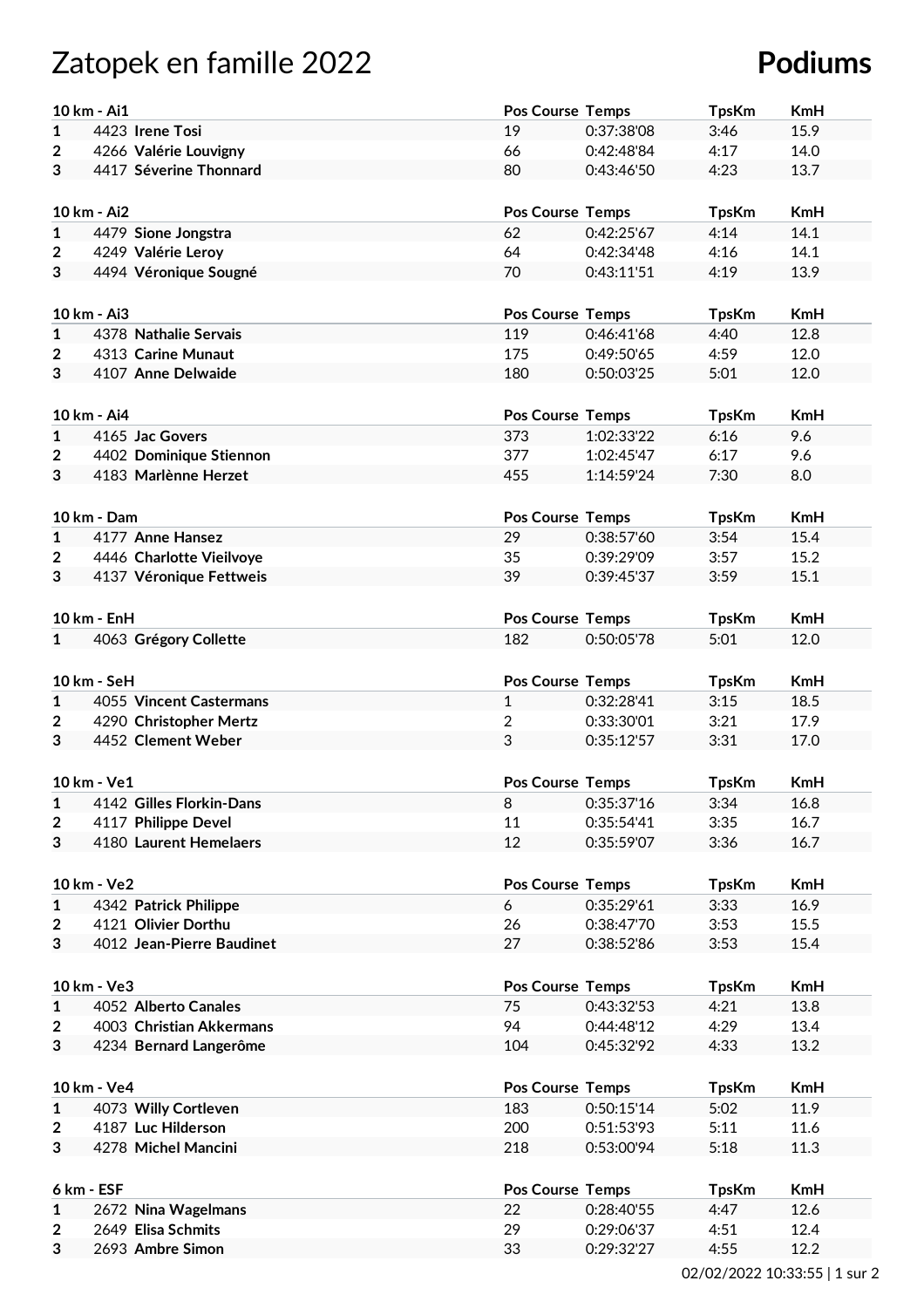# Zatopek en famille 2022

# Podiums

| 10 km - Ai1 | | | Pos Course | Temps | TpsKm | KmH |
|---|---|---|---|---|---|---|
| 1 | 4423 | **Irene Tosi** | 19 | 0:37:38'08 | 3:46 | 15.9 |
| 2 | 4266 | **Valérie Louvigny** | 66 | 0:42:48'84 | 4:17 | 14.0 |
| 3 | 4417 | **Séverine Thonnard** | 80 | 0:43:46'50 | 4:23 | 13.7 |

| 10 km - Ai2 | | | Pos Course | Temps | TpsKm | KmH |
|---|---|---|---|---|---|---|
| 1 | 4479 | **Sione Jongstra** | 62 | 0:42:25'67 | 4:14 | 14.1 |
| 2 | 4249 | **Valérie Leroy** | 64 | 0:42:34'48 | 4:16 | 14.1 |
| 3 | 4494 | **Véronique Sougné** | 70 | 0:43:11'51 | 4:19 | 13.9 |

| 10 km - Ai3 | | | Pos Course | Temps | TpsKm | KmH |
|---|---|---|---|---|---|---|
| 1 | 4378 | **Nathalie Servais** | 119 | 0:46:41'68 | 4:40 | 12.8 |
| 2 | 4313 | **Carine Munaut** | 175 | 0:49:50'65 | 4:59 | 12.0 |
| 3 | 4107 | **Anne Delwaide** | 180 | 0:50:03'25 | 5:01 | 12.0 |

| 10 km - Ai4 | | | Pos Course | Temps | TpsKm | KmH |
|---|---|---|---|---|---|---|
| 1 | 4165 | **Jac Govers** | 373 | 1:02:33'22 | 6:16 | 9.6 |
| 2 | 4402 | **Dominique Stiennon** | 377 | 1:02:45'47 | 6:17 | 9.6 |
| 3 | 4183 | **Marlènne Herzet** | 455 | 1:14:59'24 | 7:30 | 8.0 |

| 10 km - Dam | | | Pos Course | Temps | TpsKm | KmH |
|---|---|---|---|---|---|---|
| 1 | 4177 | **Anne Hansez** | 29 | 0:38:57'60 | 3:54 | 15.4 |
| 2 | 4446 | **Charlotte Vieilvoye** | 35 | 0:39:29'09 | 3:57 | 15.2 |
| 3 | 4137 | **Véronique Fettweis** | 39 | 0:39:45'37 | 3:59 | 15.1 |

| 10 km - EnH | | | Pos Course | Temps | TpsKm | KmH |
|---|---|---|---|---|---|---|
| 1 | 4063 | **Grégory Collette** | 182 | 0:50:05'78 | 5:01 | 12.0 |

| 10 km - SeH | | | Pos Course | Temps | TpsKm | KmH |
|---|---|---|---|---|---|---|
| 1 | 4055 | **Vincent Castermans** | 1 | 0:32:28'41 | 3:15 | 18.5 |
| 2 | 4290 | **Christopher Mertz** | 2 | 0:33:30'01 | 3:21 | 17.9 |
| 3 | 4452 | **Clement Weber** | 3 | 0:35:12'57 | 3:31 | 17.0 |

| 10 km - Ve1 | | | Pos Course | Temps | TpsKm | KmH |
|---|---|---|---|---|---|---|
| 1 | 4142 | **Gilles Florkin-Dans** | 8 | 0:35:37'16 | 3:34 | 16.8 |
| 2 | 4117 | **Philippe Devel** | 11 | 0:35:54'41 | 3:35 | 16.7 |
| 3 | 4180 | **Laurent Hemelaers** | 12 | 0:35:59'07 | 3:36 | 16.7 |

| 10 km - Ve2 | | | Pos Course | Temps | TpsKm | KmH |
|---|---|---|---|---|---|---|
| 1 | 4342 | **Patrick Philippe** | 6 | 0:35:29'61 | 3:33 | 16.9 |
| 2 | 4121 | **Olivier Dorthu** | 26 | 0:38:47'70 | 3:53 | 15.5 |
| 3 | 4012 | **Jean-Pierre Baudinet** | 27 | 0:38:52'86 | 3:53 | 15.4 |

| 10 km - Ve3 | | | Pos Course | Temps | TpsKm | KmH |
|---|---|---|---|---|---|---|
| 1 | 4052 | **Alberto Canales** | 75 | 0:43:32'53 | 4:21 | 13.8 |
| 2 | 4003 | **Christian Akkermans** | 94 | 0:44:48'12 | 4:29 | 13.4 |
| 3 | 4234 | **Bernard Langerôme** | 104 | 0:45:32'92 | 4:33 | 13.2 |

| 10 km - Ve4 | | | Pos Course | Temps | TpsKm | KmH |
|---|---|---|---|---|---|---|
| 1 | 4073 | **Willy Cortleven** | 183 | 0:50:15'14 | 5:02 | 11.9 |
| 2 | 4187 | **Luc Hilderson** | 200 | 0:51:53'93 | 5:11 | 11.6 |
| 3 | 4278 | **Michel Mancini** | 218 | 0:53:00'94 | 5:18 | 11.3 |

| 6 km - ESF | | | Pos Course | Temps | TpsKm | KmH |
|---|---|---|---|---|---|---|
| 1 | 2672 | **Nina Wagelmans** | 22 | 0:28:40'55 | 4:47 | 12.6 |
| 2 | 2649 | **Elisa Schmits** | 29 | 0:29:06'37 | 4:51 | 12.4 |
| 3 | 2693 | **Ambre Simon** | 33 | 0:29:32'27 | 4:55 | 12.2 |

02/02/2022 10:33:55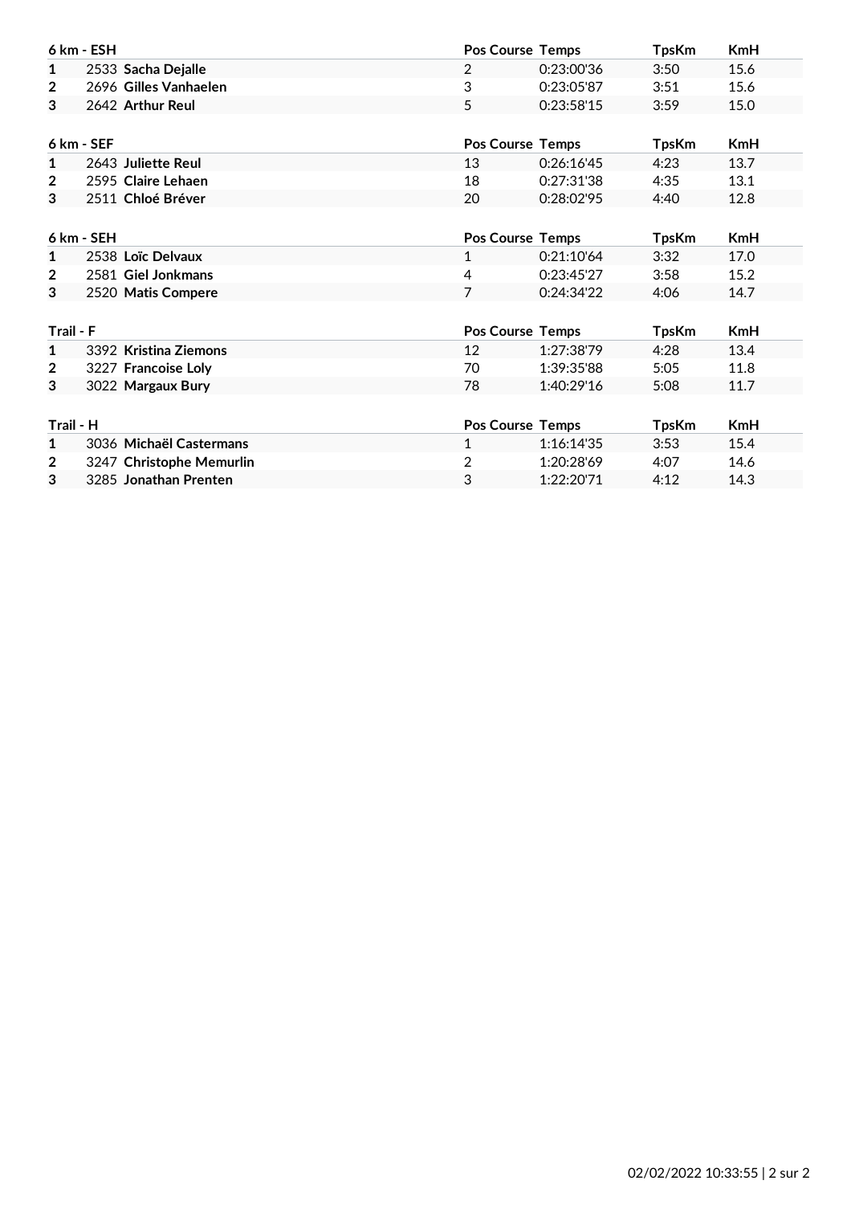| 6 km - ESH | | | Pos Course | Temps | TpsKm | KmH |
|---|---|---|---|---|---|---|
| 1 | 2533 | **Sacha Dejalle** | 2 | 0:23:00'36 | 3:50 | 15.6 |
| 2 | 2696 | **Gilles Vanhaelen** | 3 | 0:23:05'87 | 3:51 | 15.6 |
| 3 | 2642 | **Arthur Reul** | 5 | 0:23:58'15 | 3:59 | 15.0 |

| 6 km - SEF | | | Pos Course | Temps | TpsKm | KmH |
|---|---|---|---|---|---|---|
| 1 | 2643 | **Juliette Reul** | 13 | 0:26:16'45 | 4:23 | 13.7 |
| 2 | 2595 | **Claire Lehaen** | 18 | 0:27:31'38 | 4:35 | 13.1 |
| 3 | 2511 | **Chloé Bréver** | 20 | 0:28:02'95 | 4:40 | 12.8 |

| 6 km - SEH | | | Pos Course | Temps | TpsKm | KmH |
|---|---|---|---|---|---|---|
| 1 | 2538 | **Loïc Delvaux** | 1 | 0:21:10'64 | 3:32 | 17.0 |
| 2 | 2581 | **Giel Jonkmans** | 4 | 0:23:45'27 | 3:58 | 15.2 |
| 3 | 2520 | **Matis Compere** | 7 | 0:24:34'22 | 4:06 | 14.7 |

| Trail - F | | | Pos Course | Temps | TpsKm | KmH |
|---|---|---|---|---|---|---|
| 1 | 3392 | **Kristina Ziemons** | 12 | 1:27:38'79 | 4:28 | 13.4 |
| 2 | 3227 | **Francoise Loly** | 70 | 1:39:35'88 | 5:05 | 11.8 |
| 3 | 3022 | **Margaux Bury** | 78 | 1:40:29'16 | 5:08 | 11.7 |

| Trail - H | | | Pos Course | Temps | TpsKm | KmH |
|---|---|---|---|---|---|---|
| 1 | 3036 | **Michaël Castermans** | 1 | 1:16:14'35 | 3:53 | 15.4 |
| 2 | 3247 | **Christophe Memurlin** | 2 | 1:20:28'69 | 4:07 | 14.6 |
| 3 | 3285 | **Jonathan Prenten** | 3 | 1:22:20'71 | 4:12 | 14.3 |

02/02/2022 10:33:55